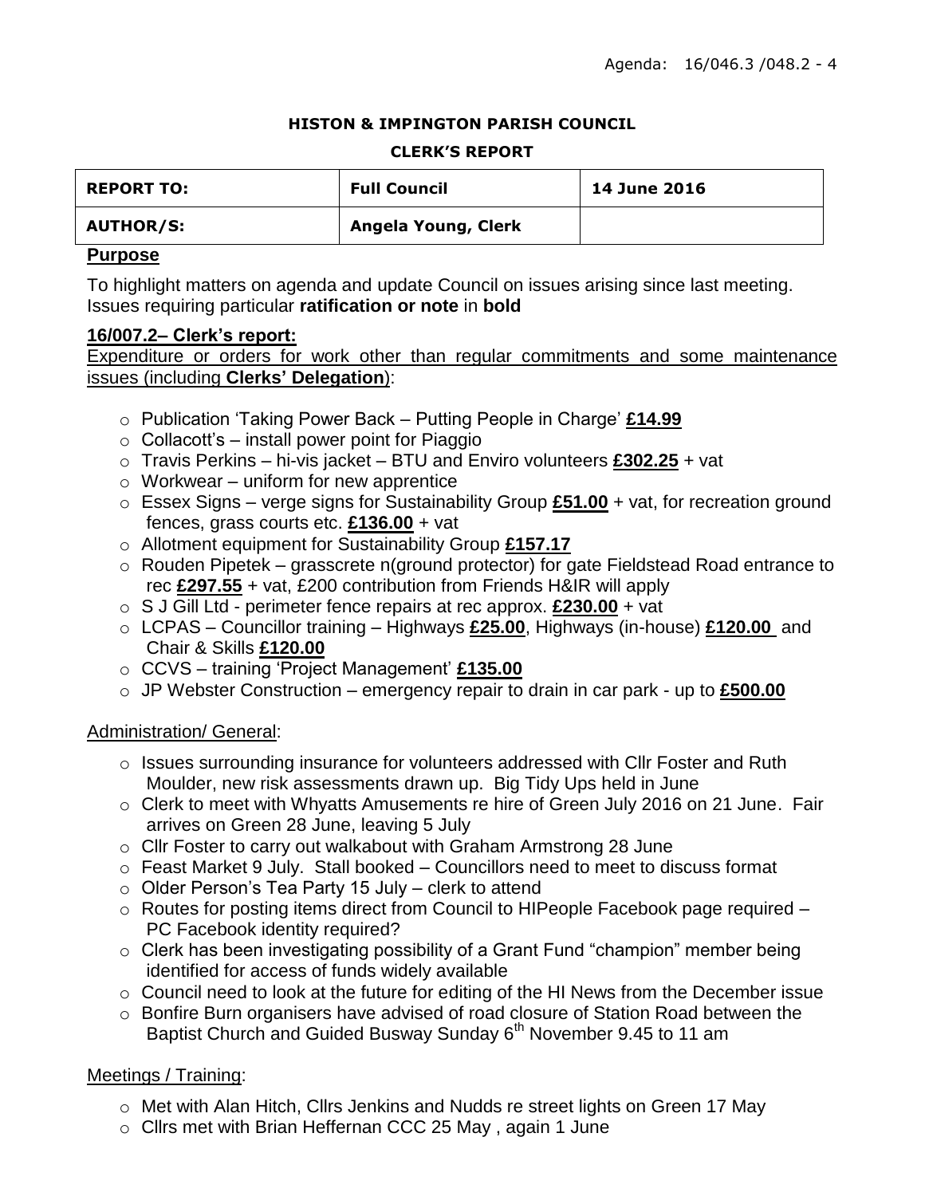Agenda: 16/046.3 /048.2 - 4

**HISTON & IMPINGTON PARISH COUNCIL**

**CLERK'S REPORT**

| REPORT TO: | Full Council | 14 June 2016 |
| --- | --- | --- |
| AUTHOR/S: | Angela Young, Clerk | |

## Purpose

To highlight matters on agenda and update Council on issues arising since last meeting. Issues requiring particular **ratification or note** in **bold**

## 16/007.2– Clerk's report:

Expenditure or orders for work other than regular commitments and some maintenance issues (including **Clerks' Delegation**):

- Publication 'Taking Power Back – Putting People in Charge' **£14.99**
- Collacott's – install power point for Piaggio
- Travis Perkins – hi-vis jacket – BTU and Enviro volunteers **£302.25** + vat
- Workwear – uniform for new apprentice
- Essex Signs – verge signs for Sustainability Group **£51.00** + vat, for recreation ground fences, grass courts etc. **£136.00** + vat
- Allotment equipment for Sustainability Group **£157.17**
- Rouden Pipetek – grasscrete n(ground protector) for gate Fieldstead Road entrance to rec **£297.55** + vat, £200 contribution from Friends H&IR will apply
- S J Gill Ltd - perimeter fence repairs at rec approx. **£230.00** + vat
- LCPAS – Councillor training – Highways **£25.00**, Highways (in-house) **£120.00** and Chair & Skills **£120.00**
- CCVS – training 'Project Management' **£135.00**
- JP Webster Construction – emergency repair to drain in car park - up to **£500.00**

Administration/ General:

- Issues surrounding insurance for volunteers addressed with Cllr Foster and Ruth Moulder, new risk assessments drawn up. Big Tidy Ups held in June
- Clerk to meet with Whyatts Amusements re hire of Green July 2016 on 21 June. Fair arrives on Green 28 June, leaving 5 July
- Cllr Foster to carry out walkabout with Graham Armstrong 28 June
- Feast Market 9 July. Stall booked – Councillors need to meet to discuss format
- Older Person's Tea Party 15 July – clerk to attend
- Routes for posting items direct from Council to HIPeople Facebook page required – PC Facebook identity required?
- Clerk has been investigating possibility of a Grant Fund "champion" member being identified for access of funds widely available
- Council need to look at the future for editing of the HI News from the December issue
- Bonfire Burn organisers have advised of road closure of Station Road between the Baptist Church and Guided Busway Sunday 6th November 9.45 to 11 am

Meetings / Training:

- Met with Alan Hitch, Cllrs Jenkins and Nudds re street lights on Green 17 May
- Cllrs met with Brian Heffernan CCC 25 May , again 1 June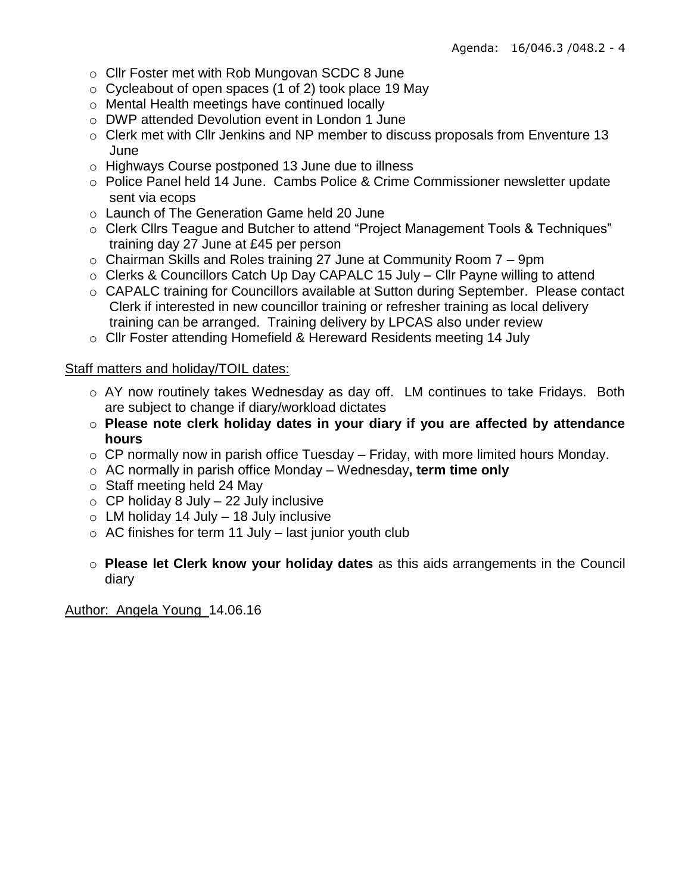- Cllr Foster met with Rob Mungovan SCDC 8 June
- Cycleabout of open spaces (1 of 2) took place 19 May
- Mental Health meetings have continued locally
- DWP attended Devolution event in London 1 June
- Clerk met with Cllr Jenkins and NP member to discuss proposals from Enventure 13 June
- Highways Course postponed 13 June due to illness
- Police Panel held 14 June. Cambs Police & Crime Commissioner newsletter update sent via ecops
- Launch of The Generation Game held 20 June
- Clerk Cllrs Teague and Butcher to attend "Project Management Tools & Techniques" training day 27 June at £45 per person
- Chairman Skills and Roles training 27 June at Community Room 7 – 9pm
- Clerks & Councillors Catch Up Day CAPALC 15 July – Cllr Payne willing to attend
- CAPALC training for Councillors available at Sutton during September. Please contact Clerk if interested in new councillor training or refresher training as local delivery training can be arranged. Training delivery by LPCAS also under review
- Cllr Foster attending Homefield & Hereward Residents meeting 14 July

Staff matters and holiday/TOIL dates:

- AY now routinely takes Wednesday as day off. LM continues to take Fridays. Both are subject to change if diary/workload dictates
- **Please note clerk holiday dates in your diary if you are affected by attendance hours**
- CP normally now in parish office Tuesday – Friday, with more limited hours Monday.
- AC normally in parish office Monday – Wednesday**, term time only**
- Staff meeting held 24 May
- CP holiday 8 July – 22 July inclusive
- LM holiday 14 July – 18 July inclusive
- AC finishes for term 11 July – last junior youth club

- **Please let Clerk know your holiday dates** as this aids arrangements in the Council diary

Author: Angela Young 14.06.16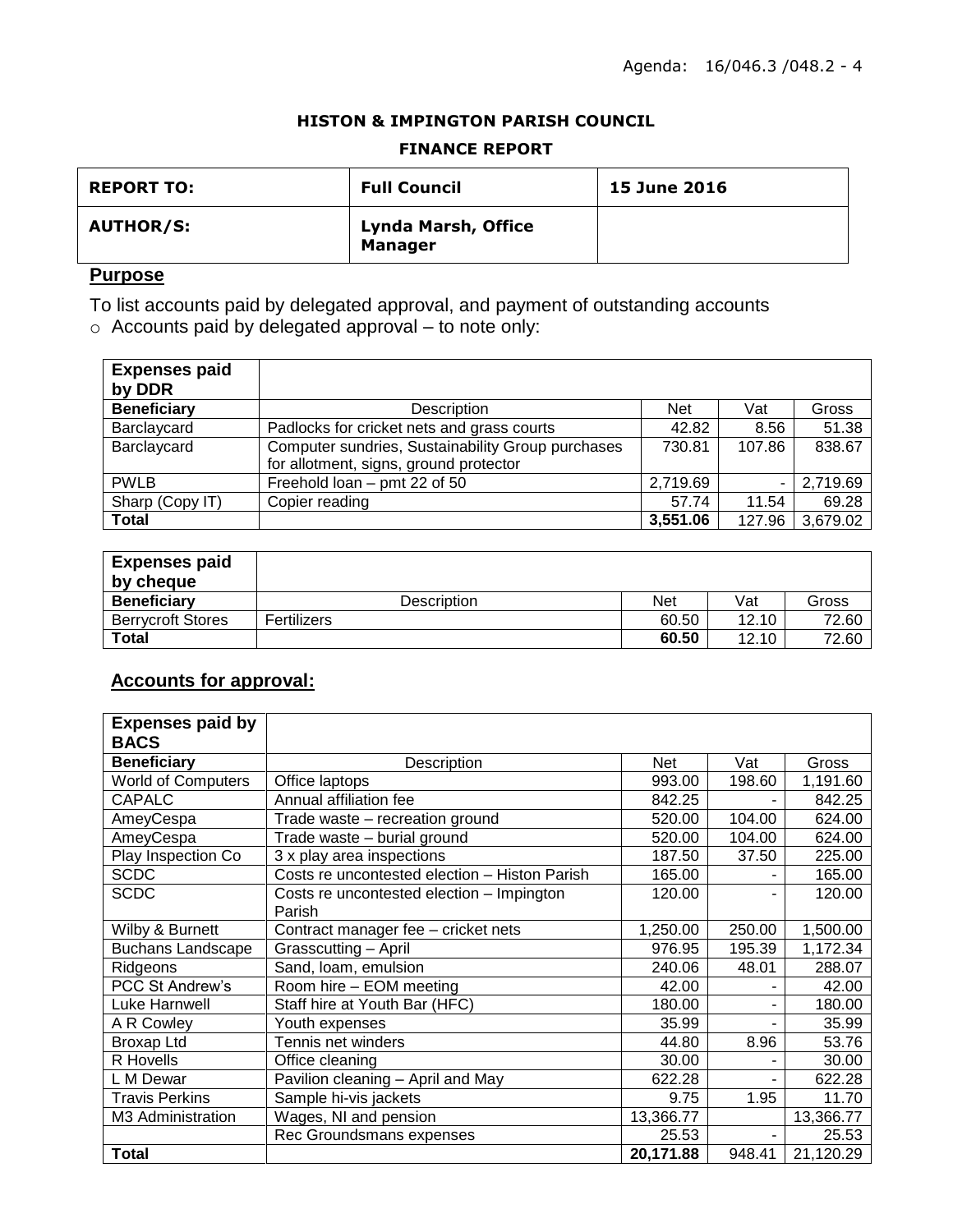Agenda: 16/046.3 /048.2 - 4

**HISTON & IMPINGTON PARISH COUNCIL**

**FINANCE REPORT**

| **REPORT TO:** | **Full Council** | **15 June 2016** |
|---|---|---|
| **AUTHOR/S:** | **Lynda Marsh, Office Manager** | |

## Purpose

To list accounts paid by delegated approval, and payment of outstanding accounts

- Accounts paid by delegated approval – to note only:

| **Expenses paid by DDR** | | | | |
|---|---|---|---|---|
| **Beneficiary** | Description | Net | Vat | Gross |
| Barclaycard | Padlocks for cricket nets and grass courts | 42.82 | 8.56 | 51.38 |
| Barclaycard | Computer sundries, Sustainability Group purchases for allotment, signs, ground protector | 730.81 | 107.86 | 838.67 |
| PWLB | Freehold loan – pmt 22 of 50 | 2,719.69 | - | 2,719.69 |
| Sharp (Copy IT) | Copier reading | 57.74 | 11.54 | 69.28 |
| **Total** | | **3,551.06** | 127.96 | 3,679.02 |

| **Expenses paid by cheque** | | | | |
|---|---|---|---|---|
| **Beneficiary** | Description | Net | Vat | Gross |
| Berrycroft Stores | Fertilizers | 60.50 | 12.10 | 72.60 |
| **Total** | | **60.50** | 12.10 | 72.60 |

## Accounts for approval:

| **Expenses paid by BACS** | | | | |
|---|---|---|---|---|
| **Beneficiary** | Description | Net | Vat | Gross |
| World of Computers | Office laptops | 993.00 | 198.60 | 1,191.60 |
| CAPALC | Annual affiliation fee | 842.25 | - | 842.25 |
| AmeyCespa | Trade waste – recreation ground | 520.00 | 104.00 | 624.00 |
| AmeyCespa | Trade waste – burial ground | 520.00 | 104.00 | 624.00 |
| Play Inspection Co | 3 x play area inspections | 187.50 | 37.50 | 225.00 |
| SCDC | Costs re uncontested election – Histon Parish | 165.00 | - | 165.00 |
| SCDC | Costs re uncontested election – Impington Parish | 120.00 | - | 120.00 |
| Wilby & Burnett | Contract manager fee – cricket nets | 1,250.00 | 250.00 | 1,500.00 |
| Buchans Landscape | Grasscutting – April | 976.95 | 195.39 | 1,172.34 |
| Ridgeons | Sand, loam, emulsion | 240.06 | 48.01 | 288.07 |
| PCC St Andrew's | Room hire – EOM meeting | 42.00 | - | 42.00 |
| Luke Harnwell | Staff hire at Youth Bar (HFC) | 180.00 | - | 180.00 |
| A R Cowley | Youth expenses | 35.99 | - | 35.99 |
| Broxap Ltd | Tennis net winders | 44.80 | 8.96 | 53.76 |
| R Hovells | Office cleaning | 30.00 | - | 30.00 |
| L M Dewar | Pavilion cleaning – April and May | 622.28 | - | 622.28 |
| Travis Perkins | Sample hi-vis jackets | 9.75 | 1.95 | 11.70 |
| M3 Administration | Wages, NI and pension | 13,366.77 | | 13,366.77 |
| | Rec Groundsmans expenses | 25.53 | - | 25.53 |
| **Total** | | **20,171.88** | 948.41 | 21,120.29 |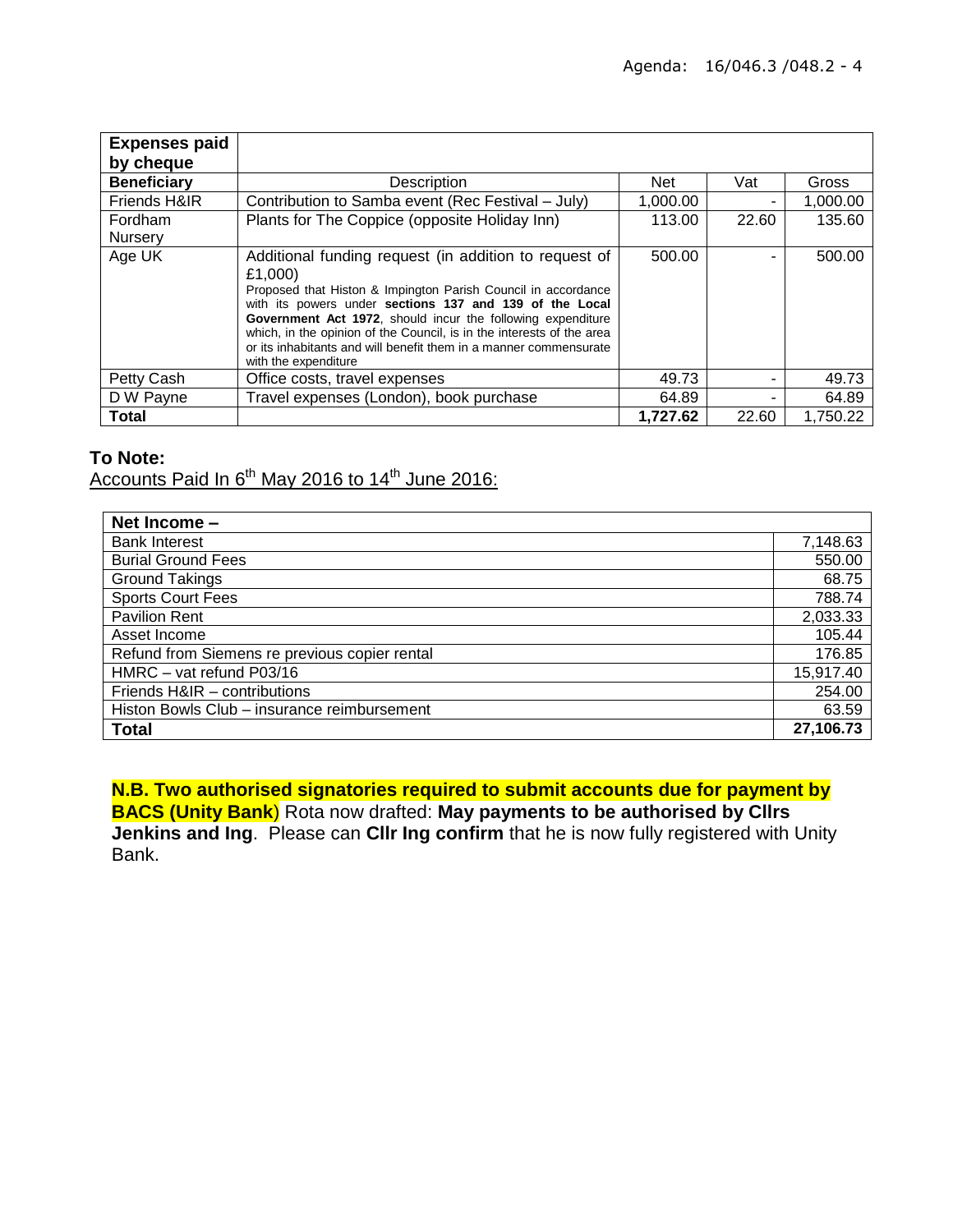| Expenses paid by cheque | | | | |
|---|---|---|---|---|
| **Beneficiary** | Description | Net | Vat | Gross |
| Friends H&IR | Contribution to Samba event (Rec Festival – July) | 1,000.00 | - | 1,000.00 |
| Fordham Nursery | Plants for The Coppice (opposite Holiday Inn) | 113.00 | 22.60 | 135.60 |
| Age UK | Additional funding request (in addition to request of £1,000) Proposed that Histon & Impington Parish Council in accordance with its powers under **sections 137 and 139 of the Local Government Act 1972**, should incur the following expenditure which, in the opinion of the Council, is in the interests of the area or its inhabitants and will benefit them in a manner commensurate with the expenditure | 500.00 | - | 500.00 |
| Petty Cash | Office costs, travel expenses | 49.73 | - | 49.73 |
| D W Payne | Travel expenses (London), book purchase | 64.89 | - | 64.89 |
| **Total** | | **1,727.62** | 22.60 | 1,750.22 |

**To Note:**

Accounts Paid In 6th May 2016 to 14th June 2016:

| **Net Income –** | |
|---|---|
| Bank Interest | 7,148.63 |
| Burial Ground Fees | 550.00 |
| Ground Takings | 68.75 |
| Sports Court Fees | 788.74 |
| Pavilion Rent | 2,033.33 |
| Asset Income | 105.44 |
| Refund from Siemens re previous copier rental | 176.85 |
| HMRC – vat refund P03/16 | 15,917.40 |
| Friends H&IR – contributions | 254.00 |
| Histon Bowls Club – insurance reimbursement | 63.59 |
| **Total** | **27,106.73** |

**N.B. Two authorised signatories required to submit accounts due for payment by BACS (Unity Bank**) Rota now drafted: **May payments to be authorised by Cllrs Jenkins and Ing**. Please can **Cllr Ing confirm** that he is now fully registered with Unity Bank.